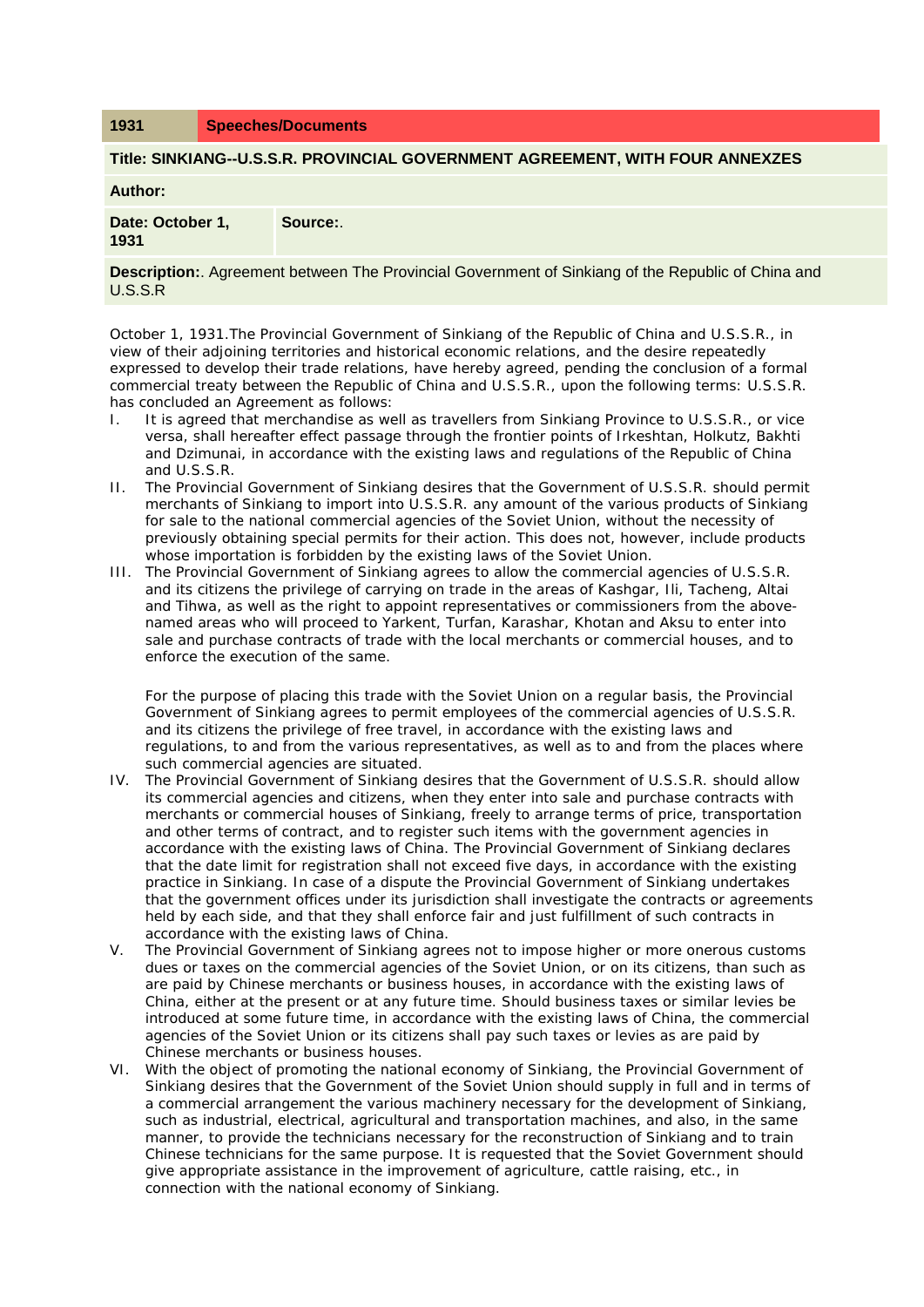| 1931 | Speeches/Documents |
| --- | --- |

**Title: SINKIANG--U.S.S.R. PROVINCIAL GOVERNMENT AGREEMENT, WITH FOUR ANNEXZES**

**Author:**

| **Date: October 1, 1931** | **Source:**. |
| --- | --- |

**Description:**. Agreement between The Provincial Government of Sinkiang of the Republic of China and U.S.S.R

October 1, 1931.The Provincial Government of Sinkiang of the Republic of China and U.S.S.R., in view of their adjoining territories and historical economic relations, and the desire repeatedly expressed to develop their trade relations, have hereby agreed, pending the conclusion of a formal commercial treaty between the Republic of China and U.S.S.R., upon the following terms: U.S.S.R. has concluded an Agreement as follows:

I. It is agreed that merchandise as well as travellers from Sinkiang Province to U.S.S.R., or vice versa, shall hereafter effect passage through the frontier points of Irkeshtan, Holkutz, Bakhti and Dzimunai, in accordance with the existing laws and regulations of the Republic of China and U.S.S.R.

II. The Provincial Government of Sinkiang desires that the Government of U.S.S.R. should permit merchants of Sinkiang to import into U.S.S.R. any amount of the various products of Sinkiang for sale to the national commercial agencies of the Soviet Union, without the necessity of previously obtaining special permits for their action. This does not, however, include products whose importation is forbidden by the existing laws of the Soviet Union.

III. The Provincial Government of Sinkiang agrees to allow the commercial agencies of U.S.S.R. and its citizens the privilege of carrying on trade in the areas of Kashgar, Ili, Tacheng, Altai and Tihwa, as well as the right to appoint representatives or commissioners from the above-named areas who will proceed to Yarkent, Turfan, Karashar, Khotan and Aksu to enter into sale and purchase contracts of trade with the local merchants or commercial houses, and to enforce the execution of the same.

    For the purpose of placing this trade with the Soviet Union on a regular basis, the Provincial Government of Sinkiang agrees to permit employees of the commercial agencies of U.S.S.R. and its citizens the privilege of free travel, in accordance with the existing laws and regulations, to and from the various representatives, as well as to and from the places where such commercial agencies are situated.

IV. The Provincial Government of Sinkiang desires that the Government of U.S.S.R. should allow its commercial agencies and citizens, when they enter into sale and purchase contracts with merchants or commercial houses of Sinkiang, freely to arrange terms of price, transportation and other terms of contract, and to register such items with the government agencies in accordance with the existing laws of China. The Provincial Government of Sinkiang declares that the date limit for registration shall not exceed five days, in accordance with the existing practice in Sinkiang. In case of a dispute the Provincial Government of Sinkiang undertakes that the government offices under its jurisdiction shall investigate the contracts or agreements held by each side, and that they shall enforce fair and just fulfillment of such contracts in accordance with the existing laws of China.

V. The Provincial Government of Sinkiang agrees not to impose higher or more onerous customs dues or taxes on the commercial agencies of the Soviet Union, or on its citizens, than such as are paid by Chinese merchants or business houses, in accordance with the existing laws of China, either at the present or at any future time. Should business taxes or similar levies be introduced at some future time, in accordance with the existing laws of China, the commercial agencies of the Soviet Union or its citizens shall pay such taxes or levies as are paid by Chinese merchants or business houses.

VI. With the object of promoting the national economy of Sinkiang, the Provincial Government of Sinkiang desires that the Government of the Soviet Union should supply in full and in terms of a commercial arrangement the various machinery necessary for the development of Sinkiang, such as industrial, electrical, agricultural and transportation machines, and also, in the same manner, to provide the technicians necessary for the reconstruction of Sinkiang and to train Chinese technicians for the same purpose. It is requested that the Soviet Government should give appropriate assistance in the improvement of agriculture, cattle raising, etc., in connection with the national economy of Sinkiang.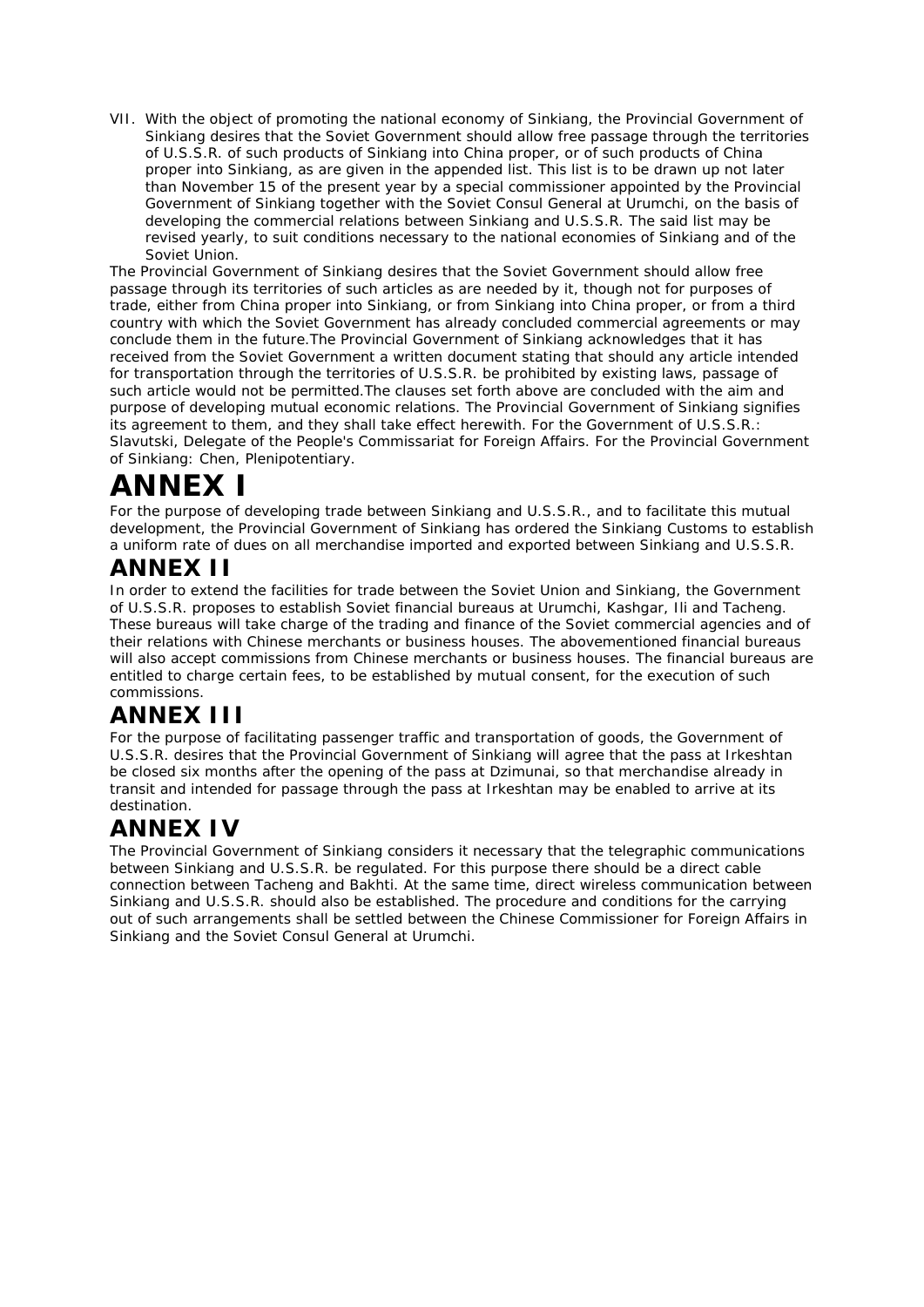VII. With the object of promoting the national economy of Sinkiang, the Provincial Government of Sinkiang desires that the Soviet Government should allow free passage through the territories of U.S.S.R. of such products of Sinkiang into China proper, or of such products of China proper into Sinkiang, as are given in the appended list. This list is to be drawn up not later than November 15 of the present year by a special commissioner appointed by the Provincial Government of Sinkiang together with the Soviet Consul General at Urumchi, on the basis of developing the commercial relations between Sinkiang and U.S.S.R. The said list may be revised yearly, to suit conditions necessary to the national economies of Sinkiang and of the Soviet Union.

The Provincial Government of Sinkiang desires that the Soviet Government should allow free passage through its territories of such articles as are needed by it, though not for purposes of trade, either from China proper into Sinkiang, or from Sinkiang into China proper, or from a third country with which the Soviet Government has already concluded commercial agreements or may conclude them in the future.The Provincial Government of Sinkiang acknowledges that it has received from the Soviet Government a written document stating that should any article intended for transportation through the territories of U.S.S.R. be prohibited by existing laws, passage of such article would not be permitted.The clauses set forth above are concluded with the aim and purpose of developing mutual economic relations. The Provincial Government of Sinkiang signifies its agreement to them, and they shall take effect herewith. For the Government of U.S.S.R.: Slavutski, Delegate of the People's Commissariat for Foreign Affairs. For the Provincial Government of Sinkiang: Chen, Plenipotentiary.

# ANNEX I

For the purpose of developing trade between Sinkiang and U.S.S.R., and to facilitate this mutual development, the Provincial Government of Sinkiang has ordered the Sinkiang Customs to establish a uniform rate of dues on all merchandise imported and exported between Sinkiang and U.S.S.R.

## ANNEX II

In order to extend the facilities for trade between the Soviet Union and Sinkiang, the Government of U.S.S.R. proposes to establish Soviet financial bureaus at Urumchi, Kashgar, Ili and Tacheng. These bureaus will take charge of the trading and finance of the Soviet commercial agencies and of their relations with Chinese merchants or business houses. The abovementioned financial bureaus will also accept commissions from Chinese merchants or business houses. The financial bureaus are entitled to charge certain fees, to be established by mutual consent, for the execution of such commissions.

## ANNEX III

For the purpose of facilitating passenger traffic and transportation of goods, the Government of U.S.S.R. desires that the Provincial Government of Sinkiang will agree that the pass at Irkeshtan be closed six months after the opening of the pass at Dzimunai, so that merchandise already in transit and intended for passage through the pass at Irkeshtan may be enabled to arrive at its destination.

## ANNEX IV

The Provincial Government of Sinkiang considers it necessary that the telegraphic communications between Sinkiang and U.S.S.R. be regulated. For this purpose there should be a direct cable connection between Tacheng and Bakhti. At the same time, direct wireless communication between Sinkiang and U.S.S.R. should also be established. The procedure and conditions for the carrying out of such arrangements shall be settled between the Chinese Commissioner for Foreign Affairs in Sinkiang and the Soviet Consul General at Urumchi.